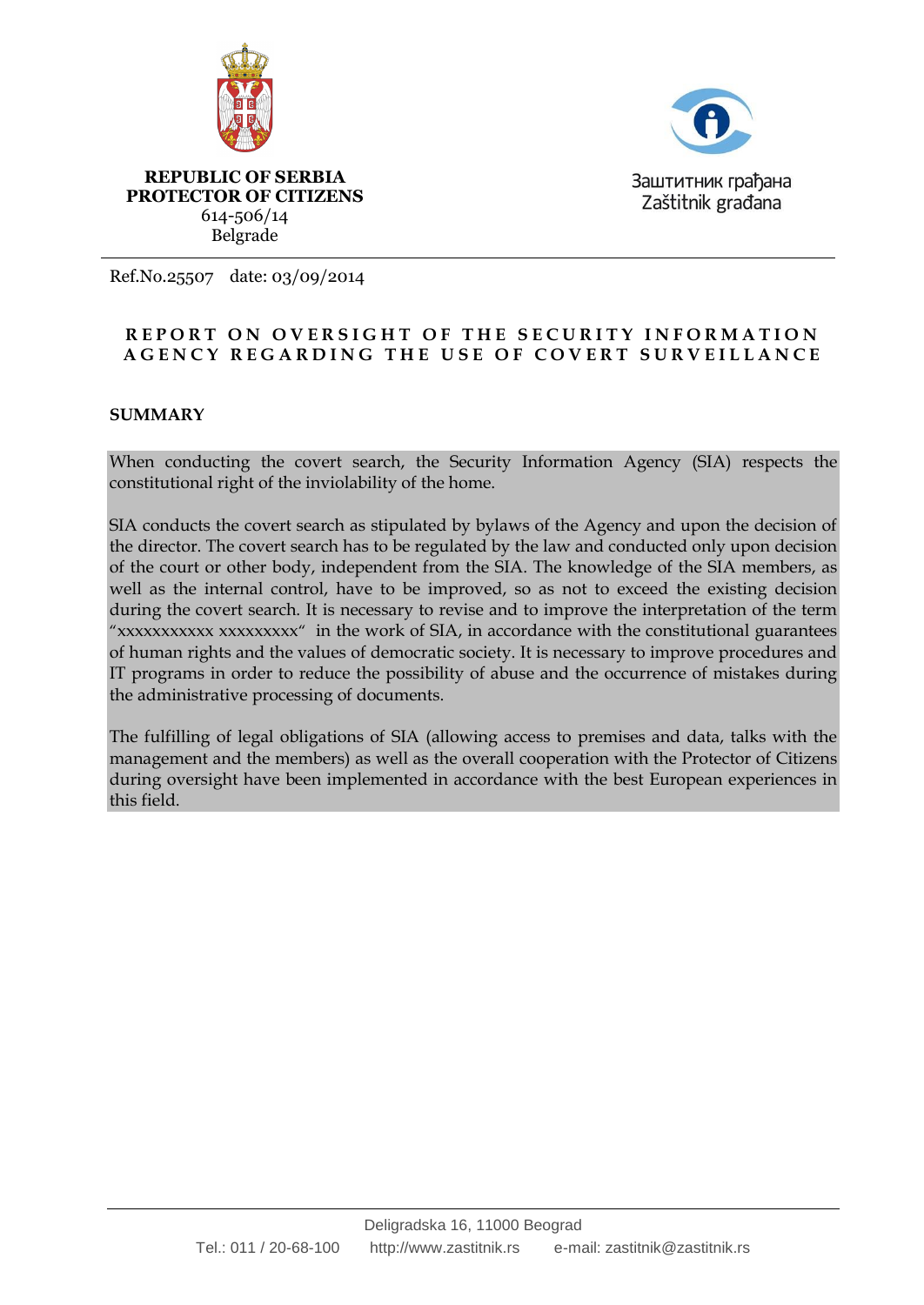**REPUBLIC OF SERBIA**
**PROTECTOR OF CITIZENS**
614-506/14
Belgrade

Заштитник грађана
Zaštitnik građana

Ref.No.25507 date: 03/09/2014

## REPORT ON OVERSIGHT OF THE SECURITY INFORMATION AGENCY REGARDING THE USE OF COVERT SURVEILLANCE

### SUMMARY

When conducting the covert search, the Security Information Agency (SIA) respects the constitutional right of the inviolability of the home.

SIA conducts the covert search as stipulated by bylaws of the Agency and upon the decision of the director. The covert search has to be regulated by the law and conducted only upon decision of the court or other body, independent from the SIA. The knowledge of the SIA members, as well as the internal control, have to be improved, so as not to exceed the existing decision during the covert search. It is necessary to revise and to improve the interpretation of the term "xxxxxxxxxxx xxxxxxxxx" in the work of SIA, in accordance with the constitutional guarantees of human rights and the values of democratic society. It is necessary to improve procedures and IT programs in order to reduce the possibility of abuse and the occurrence of mistakes during the administrative processing of documents.

The fulfilling of legal obligations of SIA (allowing access to premises and data, talks with the management and the members) as well as the overall cooperation with the Protector of Citizens during oversight have been implemented in accordance with the best European experiences in this field.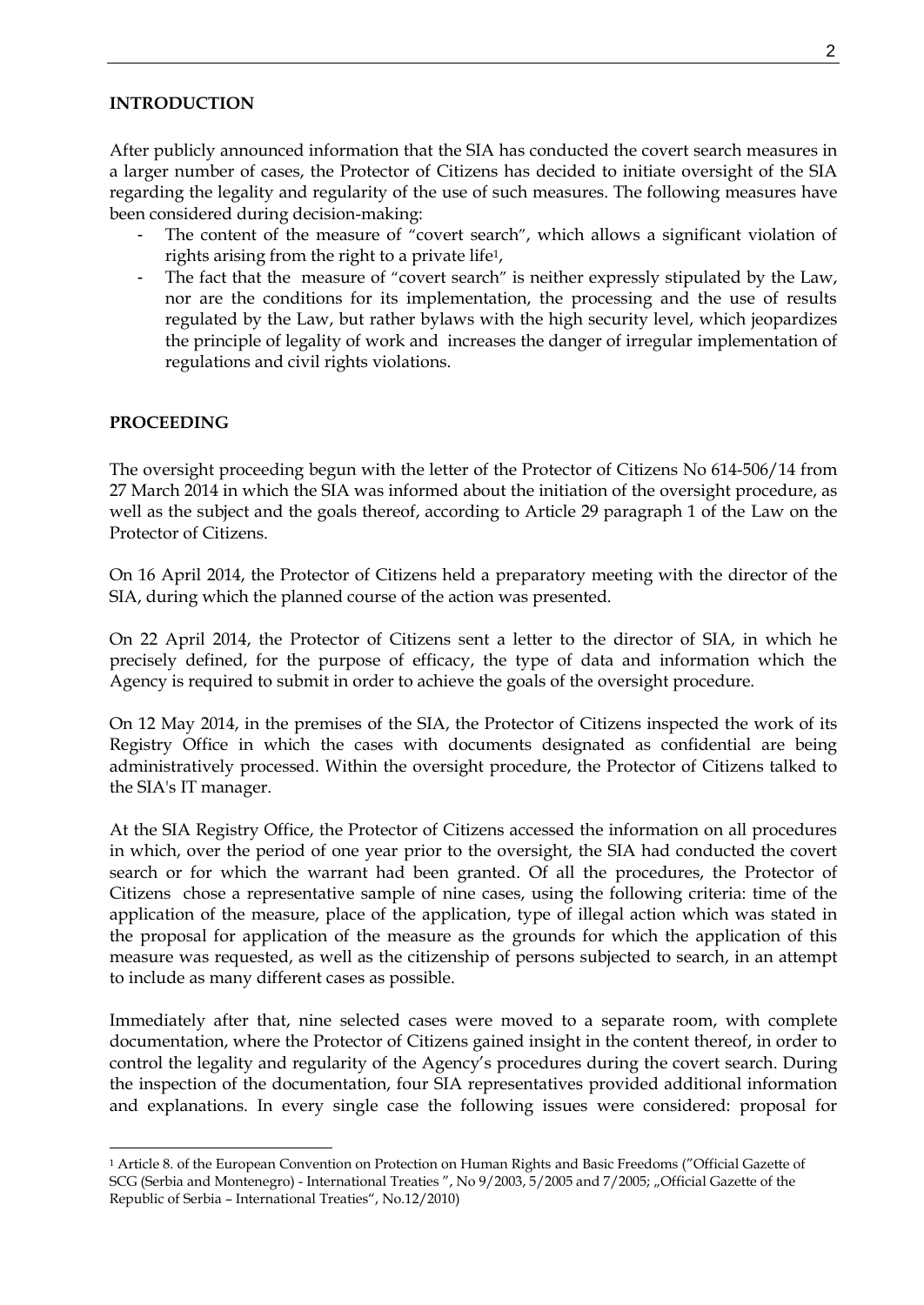**INTRODUCTION**

After publicly announced information that the SIA has conducted the covert search measures in a larger number of cases, the Protector of Citizens has decided to initiate oversight of the SIA regarding the legality and regularity of the use of such measures. The following measures have been considered during decision-making:

- The content of the measure of "covert search", which allows a significant violation of rights arising from the right to a private life[1],
- The fact that the measure of "covert search" is neither expressly stipulated by the Law, nor are the conditions for its implementation, the processing and the use of results regulated by the Law, but rather bylaws with the high security level, which jeopardizes the principle of legality of work and increases the danger of irregular implementation of regulations and civil rights violations.

**PROCEEDING**

The oversight proceeding begun with the letter of the Protector of Citizens No 614-506/14 from 27 March 2014 in which the SIA was informed about the initiation of the oversight procedure, as well as the subject and the goals thereof, according to Article 29 paragraph 1 of the Law on the Protector of Citizens.

On 16 April 2014, the Protector of Citizens held a preparatory meeting with the director of the SIA, during which the planned course of the action was presented.

On 22 April 2014, the Protector of Citizens sent a letter to the director of SIA, in which he precisely defined, for the purpose of efficacy, the type of data and information which the Agency is required to submit in order to achieve the goals of the oversight procedure.

On 12 May 2014, in the premises of the SIA, the Protector of Citizens inspected the work of its Registry Office in which the cases with documents designated as confidential are being administratively processed. Within the oversight procedure, the Protector of Citizens talked to the SIA's IT manager.

At the SIA Registry Office, the Protector of Citizens accessed the information on all procedures in which, over the period of one year prior to the oversight, the SIA had conducted the covert search or for which the warrant had been granted. Of all the procedures, the Protector of Citizens chose a representative sample of nine cases, using the following criteria: time of the application of the measure, place of the application, type of illegal action which was stated in the proposal for application of the measure as the grounds for which the application of this measure was requested, as well as the citizenship of persons subjected to search, in an attempt to include as many different cases as possible.

Immediately after that, nine selected cases were moved to a separate room, with complete documentation, where the Protector of Citizens gained insight in the content thereof, in order to control the legality and regularity of the Agency's procedures during the covert search. During the inspection of the documentation, four SIA representatives provided additional information and explanations. In every single case the following issues were considered: proposal for

---

[1] Article 8. of the European Convention on Protection on Human Rights and Basic Freedoms ("Official Gazette of SCG (Serbia and Montenegro) - International Treaties ", No 9/2003, 5/2005 and 7/2005; „Official Gazette of the Republic of Serbia – International Treaties", No.12/2010)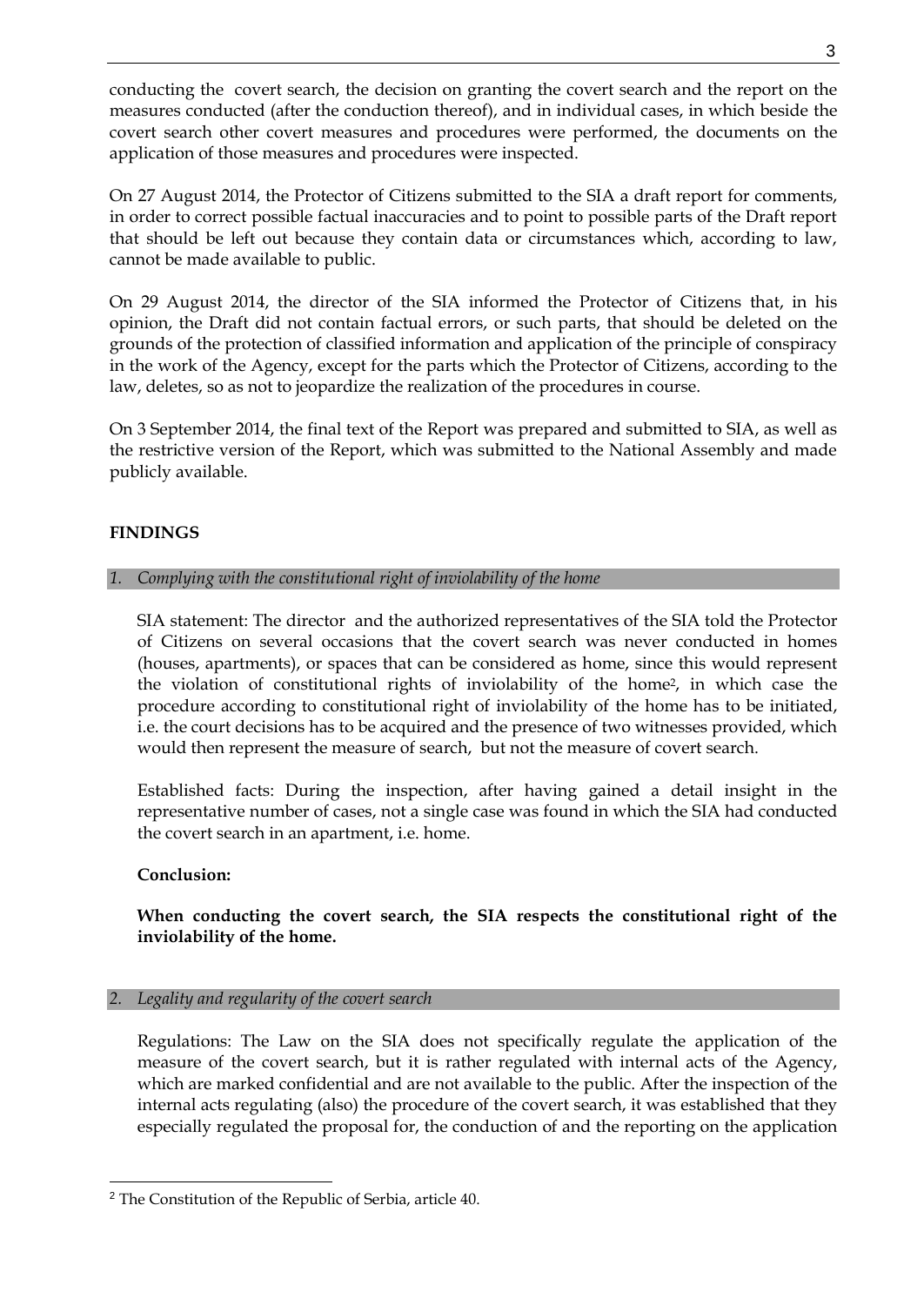conducting the covert search, the decision on granting the covert search and the report on the measures conducted (after the conduction thereof), and in individual cases, in which beside the covert search other covert measures and procedures were performed, the documents on the application of those measures and procedures were inspected.

On 27 August 2014, the Protector of Citizens submitted to the SIA a draft report for comments, in order to correct possible factual inaccuracies and to point to possible parts of the Draft report that should be left out because they contain data or circumstances which, according to law, cannot be made available to public.

On 29 August 2014, the director of the SIA informed the Protector of Citizens that, in his opinion, the Draft did not contain factual errors, or such parts, that should be deleted on the grounds of the protection of classified information and application of the principle of conspiracy in the work of the Agency, except for the parts which the Protector of Citizens, according to the law, deletes, so as not to jeopardize the realization of the procedures in course.

On 3 September 2014, the final text of the Report was prepared and submitted to SIA, as well as the restrictive version of the Report, which was submitted to the National Assembly and made publicly available.

## FINDINGS

### *1. Complying with the constitutional right of inviolability of the home*

SIA statement: The director and the authorized representatives of the SIA told the Protector of Citizens on several occasions that the covert search was never conducted in homes (houses, apartments), or spaces that can be considered as home, since this would represent the violation of constitutional rights of inviolability of the home[2], in which case the procedure according to constitutional right of inviolability of the home has to be initiated, i.e. the court decisions has to be acquired and the presence of two witnesses provided, which would then represent the measure of search, but not the measure of covert search.

Established facts: During the inspection, after having gained a detail insight in the representative number of cases, not a single case was found in which the SIA had conducted the covert search in an apartment, i.e. home.

**Conclusion:**

**When conducting the covert search, the SIA respects the constitutional right of the inviolability of the home.**

### *2. Legality and regularity of the covert search*

Regulations: The Law on the SIA does not specifically regulate the application of the measure of the covert search, but it is rather regulated with internal acts of the Agency, which are marked confidential and are not available to the public. After the inspection of the internal acts regulating (also) the procedure of the covert search, it was established that they especially regulated the proposal for, the conduction of and the reporting on the application

---

[2] The Constitution of the Republic of Serbia, article 40.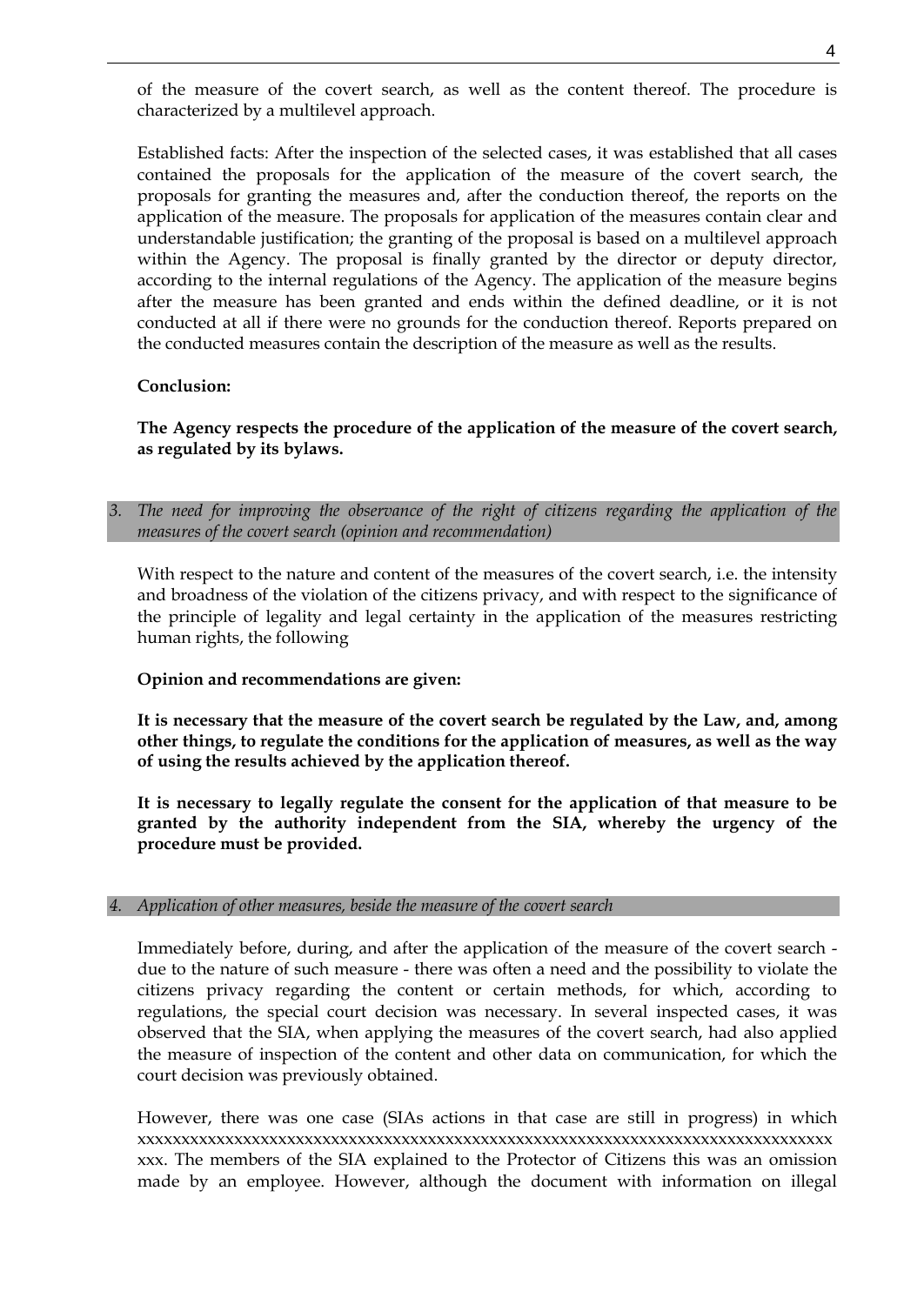of the measure of the covert search, as well as the content thereof. The procedure is characterized by a multilevel approach.

Established facts: After the inspection of the selected cases, it was established that all cases contained the proposals for the application of the measure of the covert search, the proposals for granting the measures and, after the conduction thereof, the reports on the application of the measure. The proposals for application of the measures contain clear and understandable justification; the granting of the proposal is based on a multilevel approach within the Agency. The proposal is finally granted by the director or deputy director, according to the internal regulations of the Agency. The application of the measure begins after the measure has been granted and ends within the defined deadline, or it is not conducted at all if there were no grounds for the conduction thereof. Reports prepared on the conducted measures contain the description of the measure as well as the results.

**Conclusion:**

**The Agency respects the procedure of the application of the measure of the covert search, as regulated by its bylaws.**

### *3. The need for improving the observance of the right of citizens regarding the application of the measures of the covert search (opinion and recommendation)*

With respect to the nature and content of the measures of the covert search, i.e. the intensity and broadness of the violation of the citizens privacy, and with respect to the significance of the principle of legality and legal certainty in the application of the measures restricting human rights, the following

**Opinion and recommendations are given:**

**It is necessary that the measure of the covert search be regulated by the Law, and, among other things, to regulate the conditions for the application of measures, as well as the way of using the results achieved by the application thereof.**

**It is necessary to legally regulate the consent for the application of that measure to be granted by the authority independent from the SIA, whereby the urgency of the procedure must be provided.**

### *4. Application of other measures, beside the measure of the covert search*

Immediately before, during, and after the application of the measure of the covert search - due to the nature of such measure - there was often a need and the possibility to violate the citizens privacy regarding the content or certain methods, for which, according to regulations, the special court decision was necessary. In several inspected cases, it was observed that the SIA, when applying the measures of the covert search, had also applied the measure of inspection of the content and other data on communication, for which the court decision was previously obtained.

However, there was one case (SIAs actions in that case are still in progress) in which xxxxxxxxxxxxxxxxxxxxxxxxxxxxxxxxxxxxxxxxxxxxxxxxxxxxxxxxxxxxxxxxxxxxxxxxxxxxxxx xxx. The members of the SIA explained to the Protector of Citizens this was an omission made by an employee. However, although the document with information on illegal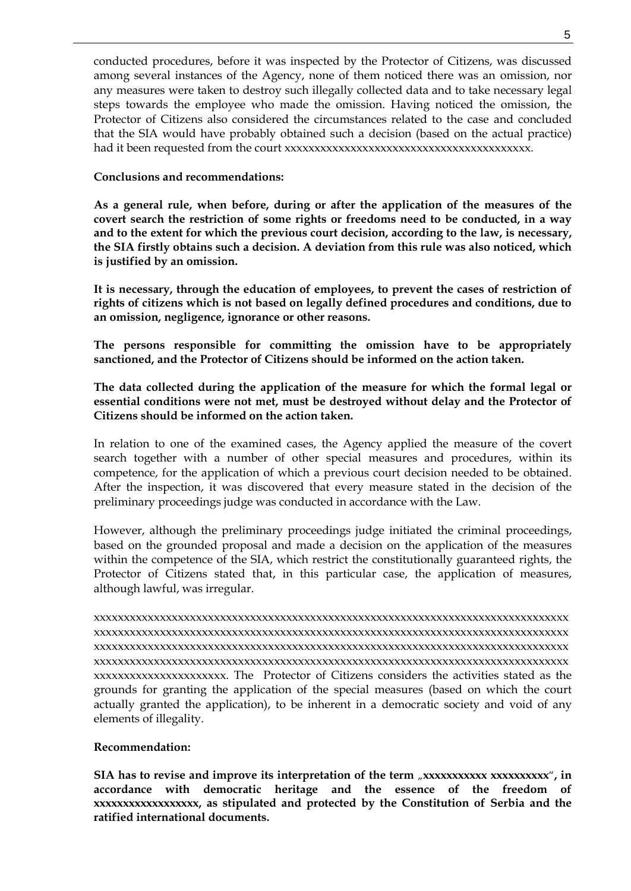conducted procedures, before it was inspected by the Protector of Citizens, was discussed among several instances of the Agency, none of them noticed there was an omission, nor any measures were taken to destroy such illegally collected data and to take necessary legal steps towards the employee who made the omission. Having noticed the omission, the Protector of Citizens also considered the circumstances related to the case and concluded that the SIA would have probably obtained such a decision (based on the actual practice) had it been requested from the court xxxxxxxxxxxxxxxxxxxxxxxxxxxxxxxxxxxxxxxxxx.

**Conclusions and recommendations:**

**As a general rule, when before, during or after the application of the measures of the covert search the restriction of some rights or freedoms need to be conducted, in a way and to the extent for which the previous court decision, according to the law, is necessary, the SIA firstly obtains such a decision. A deviation from this rule was also noticed, which is justified by an omission.**

**It is necessary, through the education of employees, to prevent the cases of restriction of rights of citizens which is not based on legally defined procedures and conditions, due to an omission, negligence, ignorance or other reasons.**

**The persons responsible for committing the omission have to be appropriately sanctioned, and the Protector of Citizens should be informed on the action taken.**

**The data collected during the application of the measure for which the formal legal or essential conditions were not met, must be destroyed without delay and the Protector of Citizens should be informed on the action taken.**

In relation to one of the examined cases, the Agency applied the measure of the covert search together with a number of other special measures and procedures, within its competence, for the application of which a previous court decision needed to be obtained. After the inspection, it was discovered that every measure stated in the decision of the preliminary proceedings judge was conducted in accordance with the Law.

However, although the preliminary proceedings judge initiated the criminal proceedings, based on the grounded proposal and made a decision on the application of the measures within the competence of the SIA, which restrict the constitutionally guaranteed rights, the Protector of Citizens stated that, in this particular case, the application of measures, although lawful, was irregular.

xxxxxxxxxxxxxxxxxxxxxxxxxxxxxxxxxxxxxxxxxxxxxxxxxxxxxxxxxxxxxxxxxxxxxxxxxxxxxxx xxxxxxxxxxxxxxxxxxxxxxxxxxxxxxxxxxxxxxxxxxxxxxxxxxxxxxxxxxxxxxxxxxxxxxxxxxxxxxx xxxxxxxxxxxxxxxxxxxxxxxxxxxxxxxxxxxxxxxxxxxxxxxxxxxxxxxxxxxxxxxxxxxxxxxxxxxxxxx xxxxxxxxxxxxxxxxxxxxxxxxxxxxxxxxxxxxxxxxxxxxxxxxxxxxxxxxxxxxxxxxxxxxxxxxxxxxxxx xxxxxxxxxxxxxxxxxxxxxx. The Protector of Citizens considers the activities stated as the grounds for granting the application of the special measures (based on which the court actually granted the application), to be inherent in a democratic society and void of any elements of illegality.

**Recommendation:**

**SIA has to revise and improve its interpretation of the term „xxxxxxxxxxx xxxxxxxxxx", in accordance with democratic heritage and the essence of the freedom of xxxxxxxxxxxxxxxxxx, as stipulated and protected by the Constitution of Serbia and the ratified international documents.**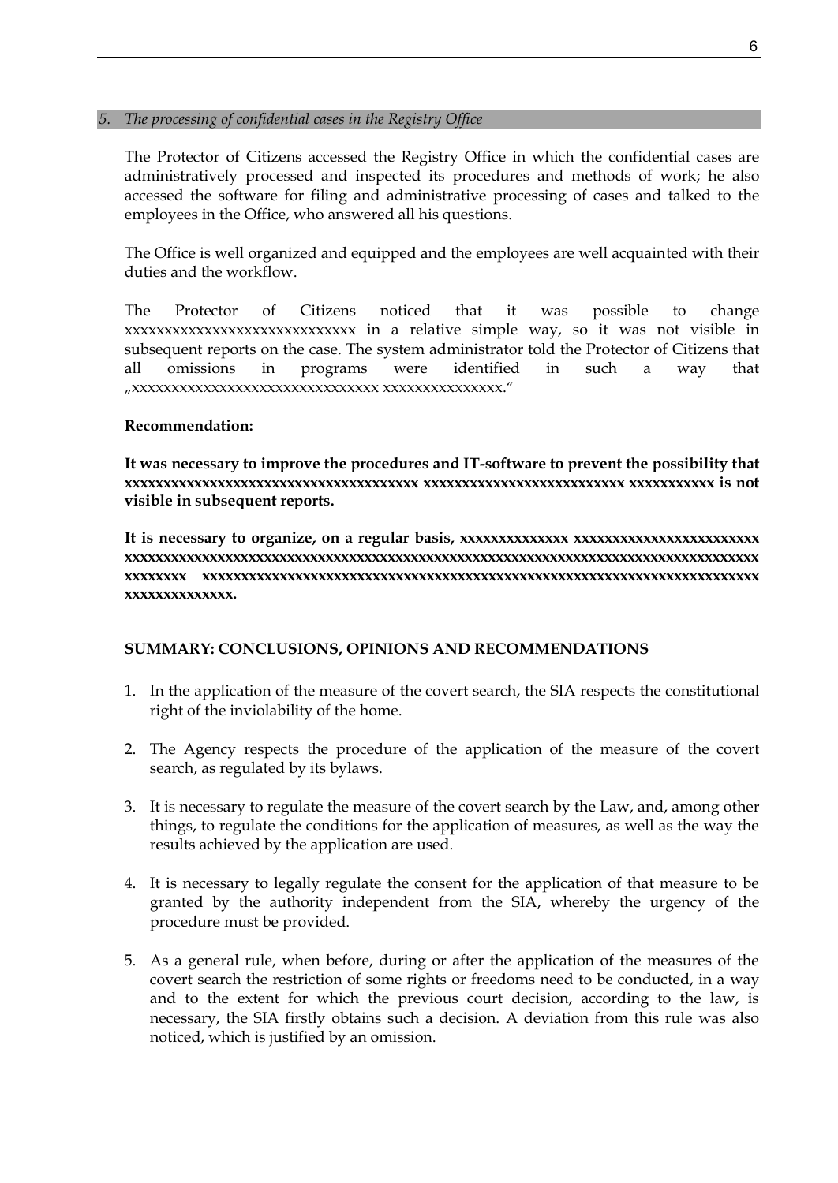## *5. The processing of confidential cases in the Registry Office*

The Protector of Citizens accessed the Registry Office in which the confidential cases are administratively processed and inspected its procedures and methods of work; he also accessed the software for filing and administrative processing of cases and talked to the employees in the Office, who answered all his questions.

The Office is well organized and equipped and the employees are well acquainted with their duties and the workflow.

The Protector of Citizens noticed that it was possible to change xxxxxxxxxxxxxxxxxxxxxxxxxxxx in a relative simple way, so it was not visible in subsequent reports on the case. The system administrator told the Protector of Citizens that all omissions in programs were identified in such a way that „xxxxxxxxxxxxxxxxxxxxxxxxxxxxxx xxxxxxxxxxxxxxx.“

**Recommendation:**

**It was necessary to improve the procedures and IT-software to prevent the possibility that xxxxxxxxxxxxxxxxxxxxxxxxxxxxxxxxxxxxx xxxxxxxxxxxxxxxxxxxxxxxxx xxxxxxxxxxx is not visible in subsequent reports.**

**It is necessary to organize, on a regular basis, xxxxxxxxxxxxxx xxxxxxxxxxxxxxxxxxxxxxxx xxxxxxxxxxxxxxxxxxxxxxxxxxxxxxxxxxxxxxxxxxxxxxxxxxxxxxxxxxxxxxxxxxxxxxxxxxxxxxxx xxxxxxxx xxxxxxxxxxxxxxxxxxxxxxxxxxxxxxxxxxxxxxxxxxxxxxxxxxxxxxxxxxxxxxxxxxxxxx xxxxxxxxxxxxxx.**

### SUMMARY: CONCLUSIONS, OPINIONS AND RECOMMENDATIONS

1. In the application of the measure of the covert search, the SIA respects the constitutional right of the inviolability of the home.
2. The Agency respects the procedure of the application of the measure of the covert search, as regulated by its bylaws.
3. It is necessary to regulate the measure of the covert search by the Law, and, among other things, to regulate the conditions for the application of measures, as well as the way the results achieved by the application are used.
4. It is necessary to legally regulate the consent for the application of that measure to be granted by the authority independent from the SIA, whereby the urgency of the procedure must be provided.
5. As a general rule, when before, during or after the application of the measures of the covert search the restriction of some rights or freedoms need to be conducted, in a way and to the extent for which the previous court decision, according to the law, is necessary, the SIA firstly obtains such a decision. A deviation from this rule was also noticed, which is justified by an omission.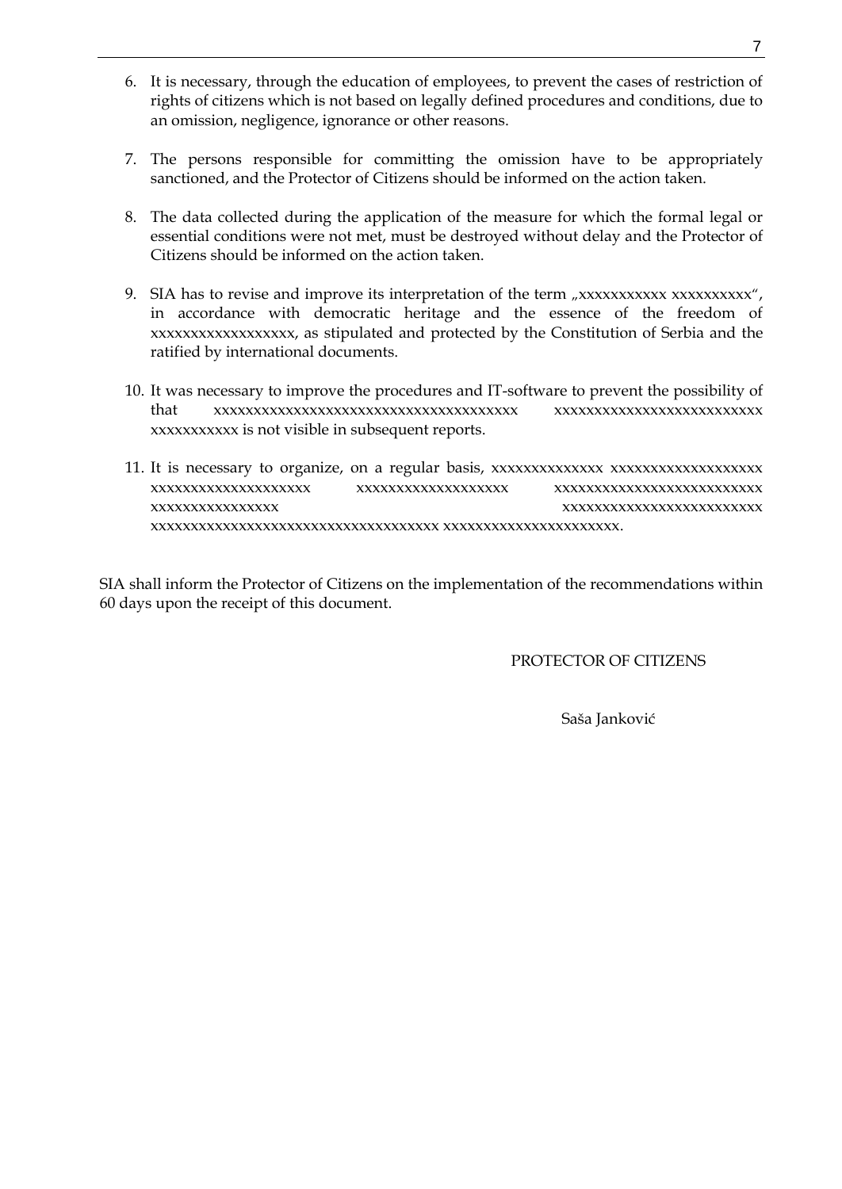6. It is necessary, through the education of employees, to prevent the cases of restriction of rights of citizens which is not based on legally defined procedures and conditions, due to an omission, negligence, ignorance or other reasons.

7. The persons responsible for committing the omission have to be appropriately sanctioned, and the Protector of Citizens should be informed on the action taken.

8. The data collected during the application of the measure for which the formal legal or essential conditions were not met, must be destroyed without delay and the Protector of Citizens should be informed on the action taken.

9. SIA has to revise and improve its interpretation of the term „xxxxxxxxxxx xxxxxxxxxx", in accordance with democratic heritage and the essence of the freedom of xxxxxxxxxxxxxxxxxx, as stipulated and protected by the Constitution of Serbia and the ratified by international documents.

10. It was necessary to improve the procedures and IT-software to prevent the possibility of that xxxxxxxxxxxxxxxxxxxxxxxxxxxxxxxxxxxxxx xxxxxxxxxxxxxxxxxxxxxxxxxx xxxxxxxxxxx is not visible in subsequent reports.

11. It is necessary to organize, on a regular basis, xxxxxxxxxxxxxx xxxxxxxxxxxxxxxxxxx xxxxxxxxxxxxxxxxxxxx xxxxxxxxxxxxxxxxxxx xxxxxxxxxxxxxxxxxxxxxxxxxx xxxxxxxxxxxxxxxx xxxxxxxxxxxxxxxxxxxxxxxxx xxxxxxxxxxxxxxxxxxxxxxxxxxxxxxxxxxxx xxxxxxxxxxxxxxxxxxxxxx.

SIA shall inform the Protector of Citizens on the implementation of the recommendations within 60 days upon the receipt of this document.

PROTECTOR OF CITIZENS

Saša Janković